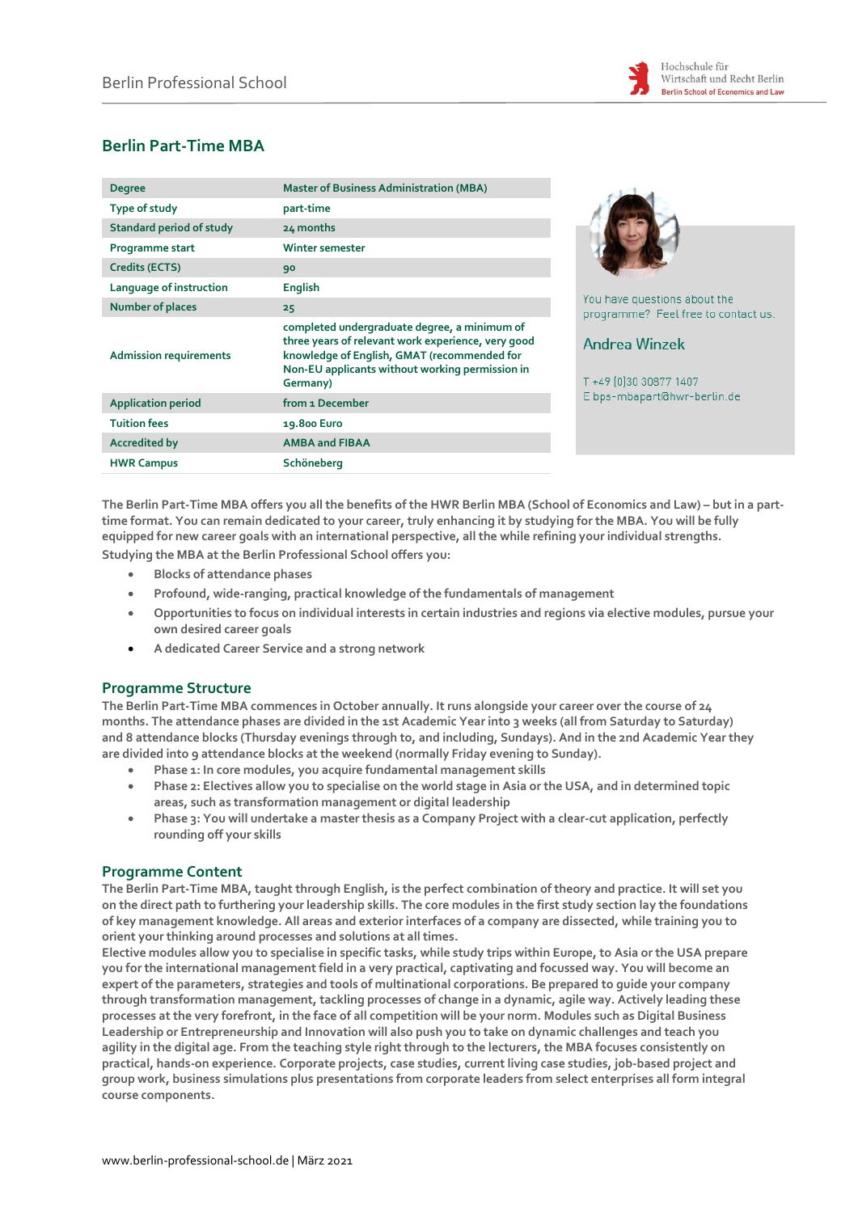# Berlin Part-Time MBA

| | |
|---|---|
| Degree | Master of Business Administration (MBA) |
| Type of study | part-time |
| Standard period of study | 24 months |
| Programme start | Winter semester |
| Credits (ECTS) | 90 |
| Language of instruction | English |
| Number of places | 25 |
| Admission requirements | completed undergraduate degree, a minimum of three years of relevant work experience, very good knowledge of English, GMAT (recommended for Non-EU applicants without working permission in Germany) |
| Application period | from 1 December |
| Tuition fees | 19.800 Euro |
| Accredited by | AMBA and FIBAA |
| HWR Campus | Schöneberg |

You have questions about the programme? Feel free to contact us.

**Andrea Winzek**

T +49 (0)30 30877 1407
E bps-mbapart@hwr-berlin.de

The Berlin Part-Time MBA offers you all the benefits of the HWR Berlin MBA (School of Economics and Law) – but in a part-time format. You can remain dedicated to your career, truly enhancing it by studying for the MBA. You will be fully equipped for new career goals with an international perspective, all the while refining your individual strengths.

Studying the MBA at the Berlin Professional School offers you:

- Blocks of attendance phases
- Profound, wide-ranging, practical knowledge of the fundamentals of management
- Opportunities to focus on individual interests in certain industries and regions via elective modules, pursue your own desired career goals
- A dedicated Career Service and a strong network

## Programme Structure

The Berlin Part-Time MBA commences in October annually. It runs alongside your career over the course of 24 months. The attendance phases are divided in the 1st Academic Year into 3 weeks (all from Saturday to Saturday) and 8 attendance blocks (Thursday evenings through to, and including, Sundays). And in the 2nd Academic Year they are divided into 9 attendance blocks at the weekend (normally Friday evening to Sunday).

- Phase 1: In core modules, you acquire fundamental management skills
- Phase 2: Electives allow you to specialise on the world stage in Asia or the USA, and in determined topic areas, such as transformation management or digital leadership
- Phase 3: You will undertake a master thesis as a Company Project with a clear-cut application, perfectly rounding off your skills

## Programme Content

The Berlin Part-Time MBA, taught through English, is the perfect combination of theory and practice. It will set you on the direct path to furthering your leadership skills. The core modules in the first study section lay the foundations of key management knowledge. All areas and exterior interfaces of a company are dissected, while training you to orient your thinking around processes and solutions at all times.

Elective modules allow you to specialise in specific tasks, while study trips within Europe, to Asia or the USA prepare you for the international management field in a very practical, captivating and focussed way. You will become an expert of the parameters, strategies and tools of multinational corporations. Be prepared to guide your company through transformation management, tackling processes of change in a dynamic, agile way. Actively leading these processes at the very forefront, in the face of all competition will be your norm. Modules such as Digital Business Leadership or Entrepreneurship and Innovation will also push you to take on dynamic challenges and teach you agility in the digital age. From the teaching style right through to the lecturers, the MBA focuses consistently on practical, hands-on experience. Corporate projects, case studies, current living case studies, job-based project and group work, business simulations plus presentations from corporate leaders from select enterprises all form integral course components.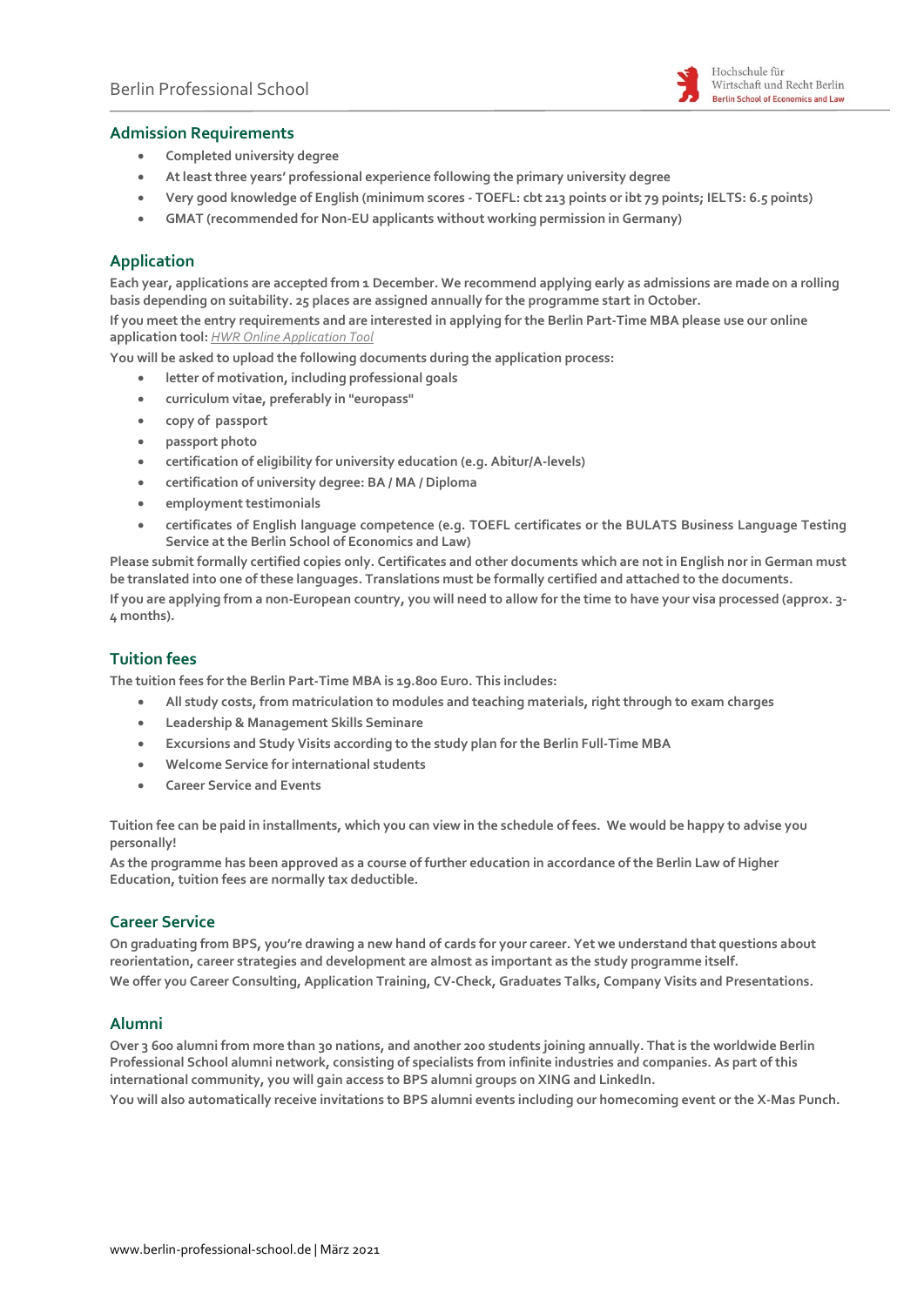## Admission Requirements

- Completed university degree
- At least three years' professional experience following the primary university degree
- Very good knowledge of English (minimum scores - TOEFL: cbt 213 points or ibt 79 points; IELTS: 6.5 points)
- GMAT (recommended for Non-EU applicants without working permission in Germany)

## Application

Each year, applications are accepted from 1 December. We recommend applying early as admissions are made on a rolling basis depending on suitability. 25 places are assigned annually for the programme start in October.

If you meet the entry requirements and are interested in applying for the Berlin Part-Time MBA please use our online application tool: *HWR Online Application Tool*

You will be asked to upload the following documents during the application process:

- letter of motivation, including professional goals
- curriculum vitae, preferably in "europass"
- copy of passport
- passport photo
- certification of eligibility for university education (e.g. Abitur/A-levels)
- certification of university degree: BA / MA / Diploma
- employment testimonials
- certificates of English language competence (e.g. TOEFL certificates or the BULATS Business Language Testing Service at the Berlin School of Economics and Law)

Please submit formally certified copies only. Certificates and other documents which are not in English nor in German must be translated into one of these languages. Translations must be formally certified and attached to the documents.

If you are applying from a non-European country, you will need to allow for the time to have your visa processed (approx. 3-4 months).

## Tuition fees

The tuition fees for the Berlin Part-Time MBA is 19.800 Euro. This includes:

- All study costs, from matriculation to modules and teaching materials, right through to exam charges
- Leadership & Management Skills Seminare
- Excursions and Study Visits according to the study plan for the Berlin Full-Time MBA
- Welcome Service for international students
- Career Service and Events

Tuition fee can be paid in installments, which you can view in the schedule of fees. We would be happy to advise you personally!

As the programme has been approved as a course of further education in accordance of the Berlin Law of Higher Education, tuition fees are normally tax deductible.

## Career Service

On graduating from BPS, you're drawing a new hand of cards for your career. Yet we understand that questions about reorientation, career strategies and development are almost as important as the study programme itself.

We offer you Career Consulting, Application Training, CV-Check, Graduates Talks, Company Visits and Presentations.

## Alumni

Over 3 600 alumni from more than 30 nations, and another 200 students joining annually. That is the worldwide Berlin Professional School alumni network, consisting of specialists from infinite industries and companies. As part of this international community, you will gain access to BPS alumni groups on XING and LinkedIn.

You will also automatically receive invitations to BPS alumni events including our homecoming event or the X-Mas Punch.